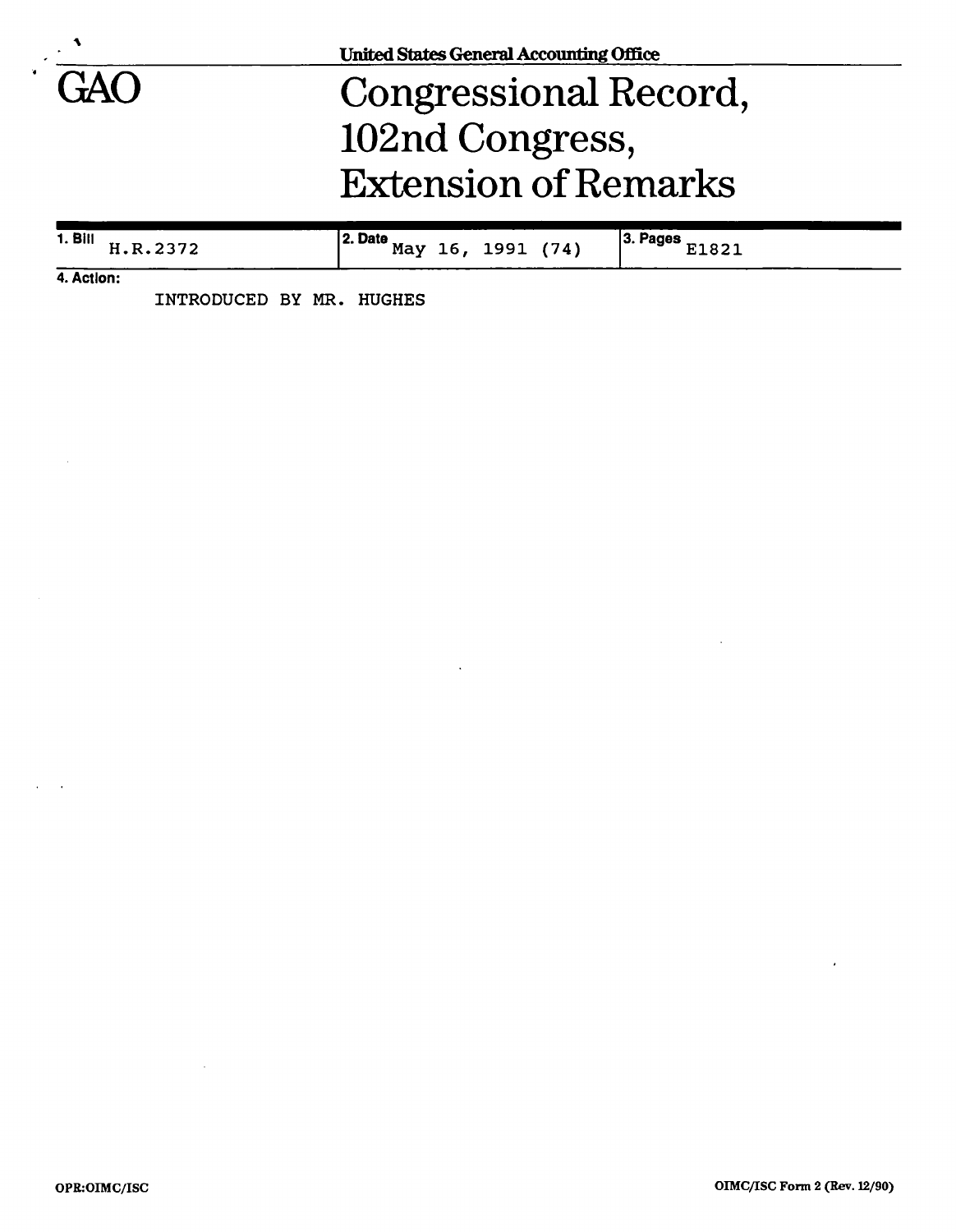United States General Accounting Office

# GAO

# Congressional Record, 102nd Congress, Extension of Remarks

| 1. Bill | 2. Date | 3. Pages |
|---|---|---|
| H.R.2372 | May 16, 1991 (74) | E1821 |

**4. Action:**

INTRODUCED BY MR. HUGHES

OPR:OIMC/ISC

OIMC/ISC Form 2 (Rev. 12/90)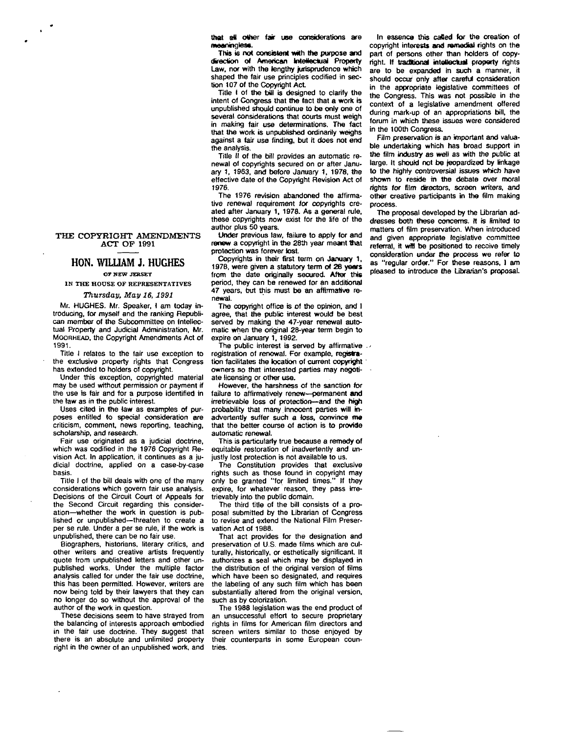## THE COPYRIGHT AMENDMENTS ACT OF 1991

### HON. WILLIAM J. HUGHES

OF NEW JERSEY

IN THE HOUSE OF REPRESENTATIVES

*Thursday, May 16, 1991*

Mr. HUGHES. Mr. Speaker, I am today introducing, for myself and the ranking Republican member of the Subcommittee on Intellectual Property and Judicial Administration, Mr. MOORHEAD, the Copyright Amendments Act of 1991.

Title I relates to the fair use exception to the exclusive property rights that Congress has extended to holders of copyright.

Under this exception, copyrighted material may be used without permission or payment if the use is fair and for a purpose identified in the law as in the public interest.

Uses cited in the law as examples of purposes entitled to special consideration are criticism, comment, news reporting, teaching, scholarship, and research.

Fair use originated as a judicial doctrine, which was codified in the 1976 Copyright Revision Act. In application, it continues as a judicial doctrine, applied on a case-by-case basis.

Title I of the bill deals with one of the many considerations which govern fair use analysis. Decisions of the Circuit Court of Appeals for the Second Circuit regarding this consideration—whether the work in question is published or unpublished—threaten to create a per se rule. Under a per se rule, if the work is unpublished, there can be no fair use.

Biographers, historians, literary critics, and other writers and creative artists frequently quote from unpublished letters and other unpublished works. Under the multiple factor analysis called for under the fair use doctrine, this has been permitted. However, writers are now being told by their lawyers that they can no longer do so without the approval of the author of the work in question.

These decisions seem to have strayed from the balancing of interests approach embodied in the fair use doctrine. They suggest that there is an absolute and unlimited property right in the owner of an unpublished work, and that all other fair use considerations are meaningless.

This is not consistent with the purpose and direction of American Intellectual Property Law, nor with the lengthy jurisprudence which shaped the fair use principles codified in section 107 of the Copyright Act.

Title I of the bill is designed to clarify the intent of Congress that the fact that a work is unpublished should continue to be only one of several considerations that courts must weigh in making fair use determinations. The fact that the work is unpublished ordinarily weighs against a fair use finding, but it does not end the analysis.

Title II of the bill provides an automatic renewal of copyrights secured on or after January 1, 1963, and before January 1, 1978, the effective date of the Copyright Revision Act of 1976.

The 1976 revision abandoned the affirmative renewal requirement for copyrights created after January 1, 1978. As a general rule, these copyrights now exist for the life of the author plus 50 years.

Under previous law, failure to apply for and renew a copyright in the 28th year meant that protection was forever lost.

Copyrights in their first term on January 1, 1978, were given a statutory term of 28 years from the date originally secured. After this period, they can be renewed for an additional 47 years, but this must be an affirmative renewal.

The copyright office is of the opinion, and I agree, that the public interest would be best served by making the 47-year renewal automatic when the original 28-year term begin to expire on January 1, 1992.

The public interest is served by affirmative registration of renewal. For example, registration facilitates the location of current copyright owners so that interested parties may negotiate licensing or other use.

However, the harshness of the sanction for failure to affirmatively renew—permanent and irretrievable loss of protection—and the high probability that many innocent parties will inadvertently suffer such a loss, convince me that the better course of action is to provide automatic renewal.

This is particularly true because a remedy of equitable restoration of inadvertently and unjustly lost protection is not available to us.

The Constitution provides that exclusive rights such as those found in copyright may only be granted "for limited times." If they expire, for whatever reason, they pass irretrievably into the public domain.

The third title of the bill consists of a proposal submitted by the Librarian of Congress to revise and extend the National Film Preservation Act of 1988.

That act provides for the designation and preservation of U.S. made films which are culturally, historically, or esthetically significant. It authorizes a seal which may be displayed in the distribution of the original version of films which have been so designated, and requires the labeling of any such film which has been substantially altered from the original version, such as by colorization.

The 1988 legislation was the end product of an unsuccessful effort to secure proprietary rights in films for American film directors and screen writers similar to those enjoyed by their counterparts in some European countries.

In essence this called for the creation of copyright interests and remedial rights on the part of persons other than holders of copyright. If traditional intellectual property rights are to be expanded in such a manner, it should occur only after careful consideration in the appropriate legislative committees of the Congress. This was not possible in the context of a legislative amendment offered during mark-up of an appropriations bill, the forum in which these issues were considered in the 100th Congress.

Film preservation is an important and valuable undertaking which has broad support in the film industry as well as with the public at large. It should not be jeopardized by linkage to the highly controversial issues which have shown to reside in the debate over moral rights for film directors, screen writers, and other creative participants in the film making process.

The proposal developed by the Librarian addresses both these concerns. It is limited to matters of film preservation. When introduced and given appropriate legislative committee referral, it will be positioned to receive timely consideration under the process we refer to as "regular order." For these reasons, I am pleased to introduce the Librarian's proposal.